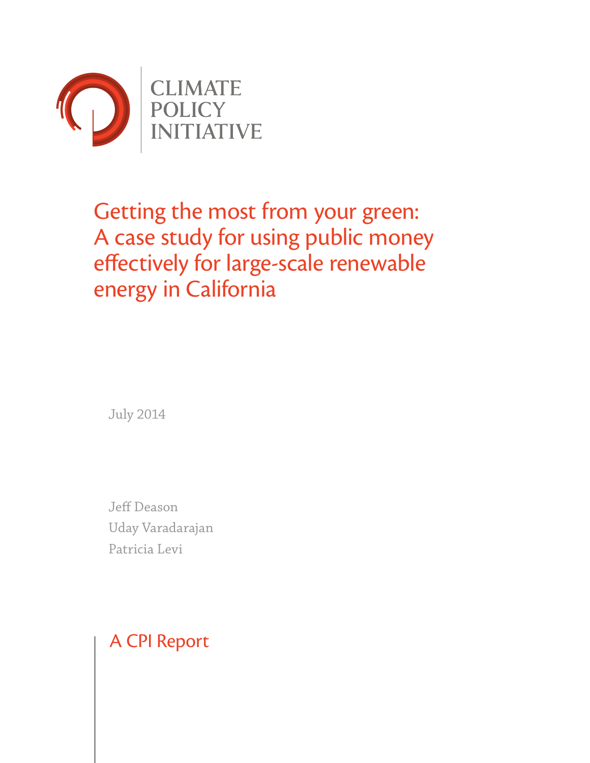CLIMATE POLICY INITIATIVE

# Getting the most from your green: A case study for using public money effectively for large-scale renewable energy in California

July 2014

Jeff Deason
Uday Varadarajan
Patricia Levi

A CPI Report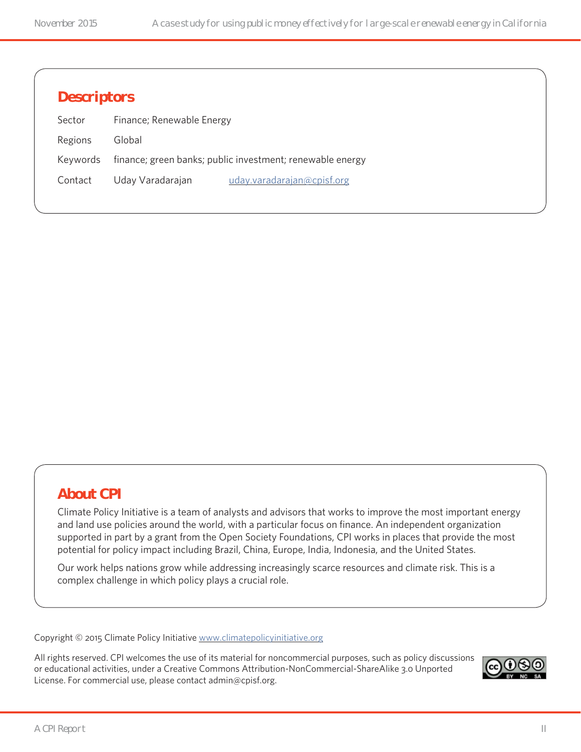## Descriptors

| | |
|---|---|
| Sector | Finance; Renewable Energy |
| Regions | Global |
| Keywords | finance; green banks; public investment; renewable energy |
| Contact | Uday Varadarajan uday.varadarajan@cpisf.org |

## About CPI

Climate Policy Initiative is a team of analysts and advisors that works to improve the most important energy and land use policies around the world, with a particular focus on finance. An independent organization supported in part by a grant from the Open Society Foundations, CPI works in places that provide the most potential for policy impact including Brazil, China, Europe, India, Indonesia, and the United States.

Our work helps nations grow while addressing increasingly scarce resources and climate risk. This is a complex challenge in which policy plays a crucial role.

Copyright © 2015 Climate Policy Initiative www.climatepolicyinitiative.org

All rights reserved. CPI welcomes the use of its material for noncommercial purposes, such as policy discussions or educational activities, under a Creative Commons Attribution-NonCommercial-ShareAlike 3.0 Unported License. For commercial use, please contact admin@cpisf.org.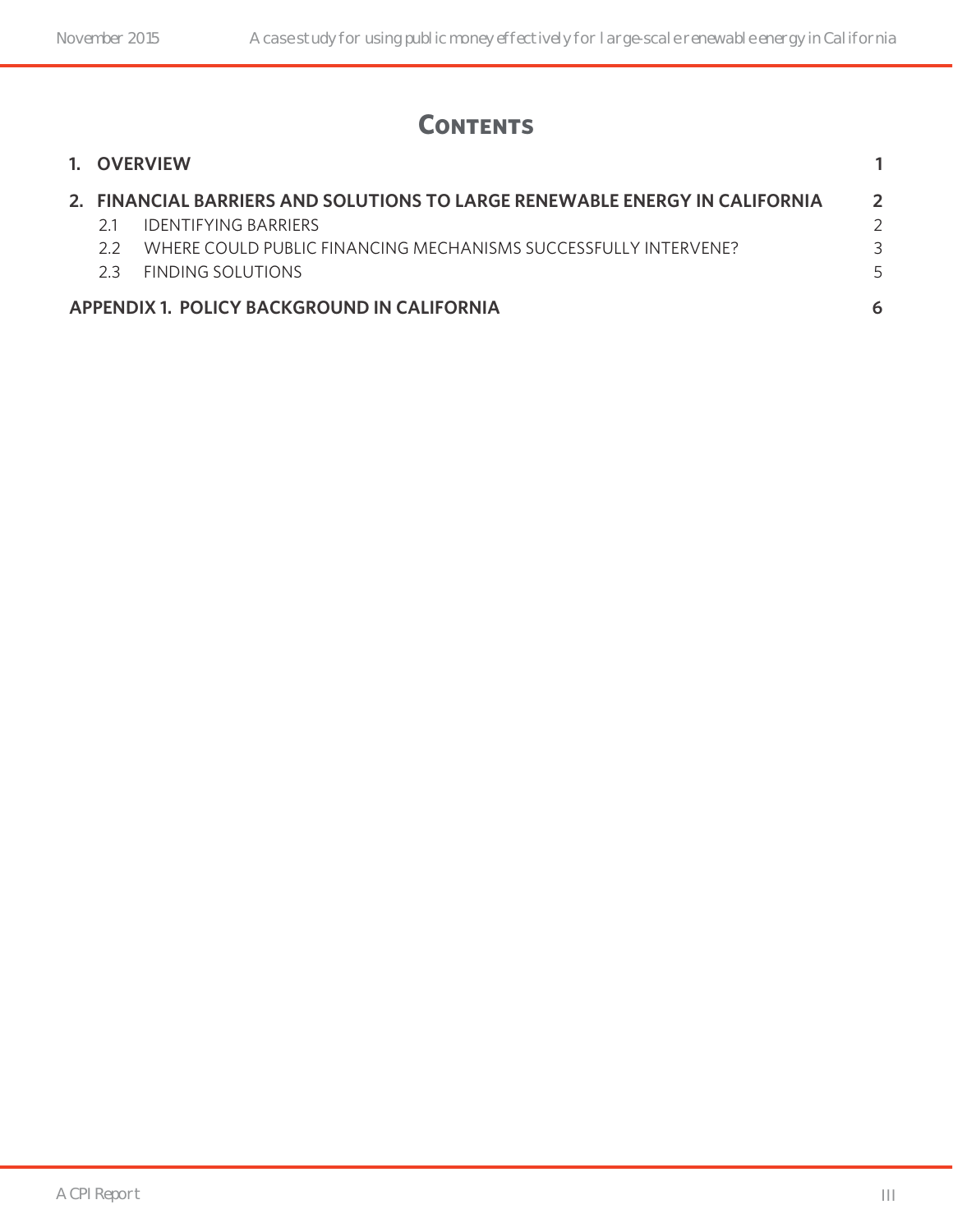# Contents

| | |
|---|---|
| **1. OVERVIEW** | **1** |
| **2. FINANCIAL BARRIERS AND SOLUTIONS TO LARGE RENEWABLE ENERGY IN CALIFORNIA** | **2** |
| 2.1 IDENTIFYING BARRIERS | 2 |
| 2.2 WHERE COULD PUBLIC FINANCING MECHANISMS SUCCESSFULLY INTERVENE? | 3 |
| 2.3 FINDING SOLUTIONS | 5 |
| **APPENDIX 1. POLICY BACKGROUND IN CALIFORNIA** | **6** |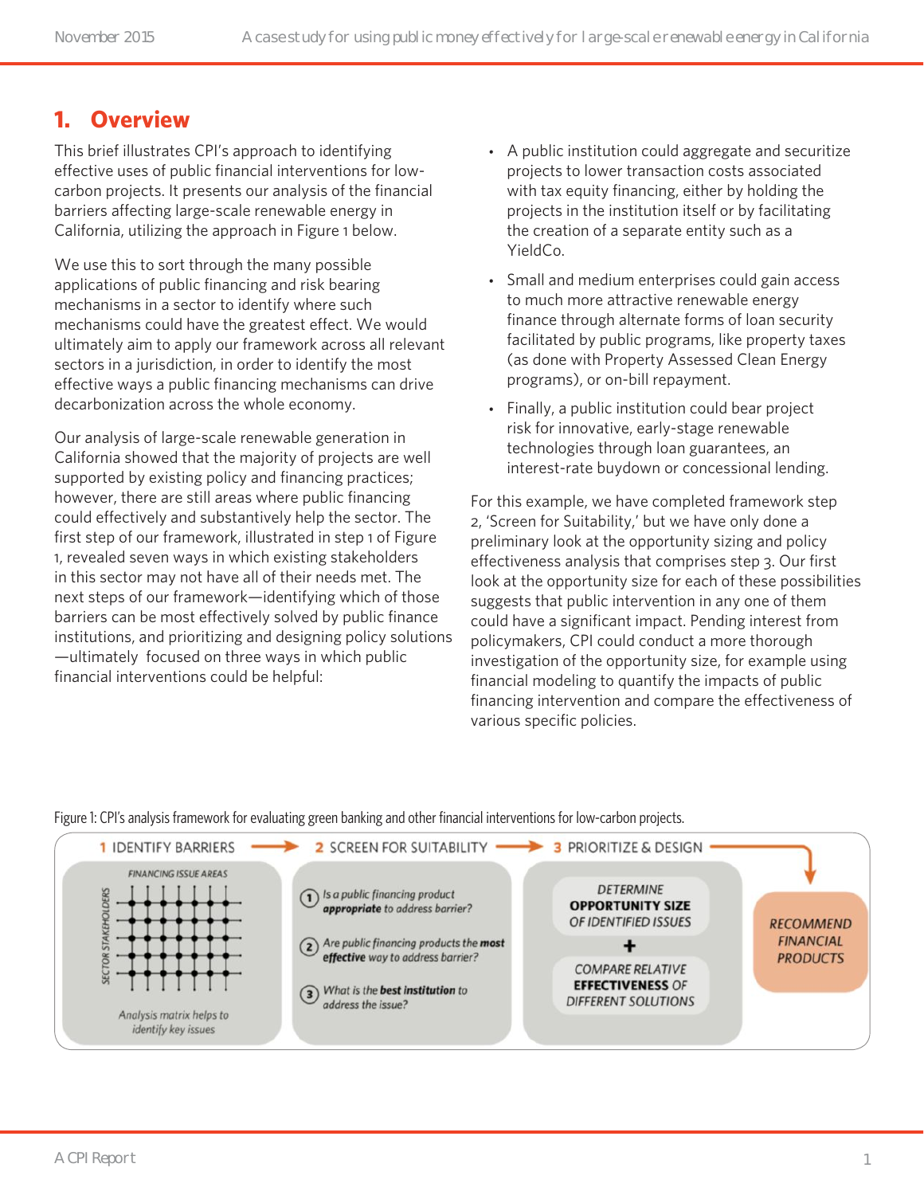## 1. Overview

This brief illustrates CPI's approach to identifying effective uses of public financial interventions for low-carbon projects. It presents our analysis of the financial barriers affecting large-scale renewable energy in California, utilizing the approach in Figure 1 below.

We use this to sort through the many possible applications of public financing and risk bearing mechanisms in a sector to identify where such mechanisms could have the greatest effect. We would ultimately aim to apply our framework across all relevant sectors in a jurisdiction, in order to identify the most effective ways a public financing mechanisms can drive decarbonization across the whole economy.

Our analysis of large-scale renewable generation in California showed that the majority of projects are well supported by existing policy and financing practices; however, there are still areas where public financing could effectively and substantially help the sector. The first step of our framework, illustrated in step 1 of Figure 1, revealed seven ways in which existing stakeholders in this sector may not have all of their needs met. The next steps of our framework—identifying which of those barriers can be most effectively solved by public finance institutions, and prioritizing and designing policy solutions—ultimately focused on three ways in which public financial interventions could be helpful:

- A public institution could aggregate and securitize projects to lower transaction costs associated with tax equity financing, either by holding the projects in the institution itself or by facilitating the creation of a separate entity such as a YieldCo.
- Small and medium enterprises could gain access to much more attractive renewable energy finance through alternate forms of loan security facilitated by public programs, like property taxes (as done with Property Assessed Clean Energy programs), or on-bill repayment.
- Finally, a public institution could bear project risk for innovative, early-stage renewable technologies through loan guarantees, an interest-rate buydown or concessional lending.

For this example, we have completed framework step 2, 'Screen for Suitability,' but we have only done a preliminary look at the opportunity sizing and policy effectiveness analysis that comprises step 3. Our first look at the opportunity size for each of these possibilities suggests that public intervention in any one of them could have a significant impact. Pending interest from policymakers, CPI could conduct a more thorough investigation of the opportunity size, for example using financial modeling to quantify the impacts of public financing intervention and compare the effectiveness of various specific policies.

Figure 1: CPI's analysis framework for evaluating green banking and other financial interventions for low-carbon projects.

**1 IDENTIFY BARRIERS** → **2 SCREEN FOR SUITABILITY** → **3 PRIORITIZE & DESIGN** → **RECOMMEND FINANCIAL PRODUCTS**

- 1 Identify Barriers: FINANCING ISSUE AREAS × SECTOR STAKEHOLDERS — Analysis matrix helps to identify key issues
- 2 Screen for Suitability:
  1. Is a public financing product **appropriate** to address barrier?
  2. Are public financing products the **most effective** way to address barrier?
  3. What is the **best institution** to address the issue?
- 3 Prioritize & Design: DETERMINE **OPPORTUNITY SIZE** OF IDENTIFIED ISSUES + COMPARE RELATIVE **EFFECTIVENESS** OF DIFFERENT SOLUTIONS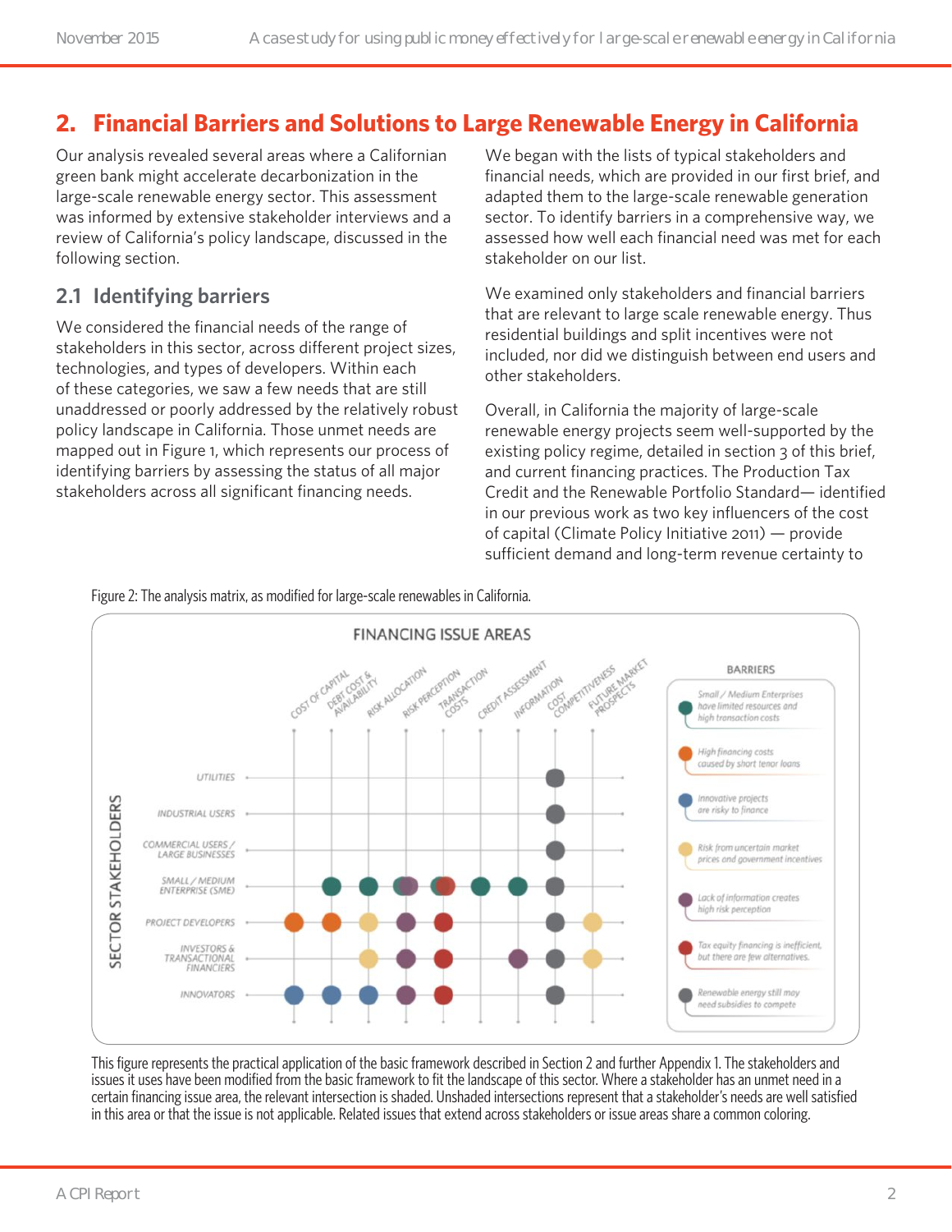## 2. Financial Barriers and Solutions to Large Renewable Energy in California

Our analysis revealed several areas where a Californian green bank might accelerate decarbonization in the large-scale renewable energy sector. This assessment was informed by extensive stakeholder interviews and a review of California's policy landscape, discussed in the following section.

### 2.1 Identifying barriers

We considered the financial needs of the range of stakeholders in this sector, across different project sizes, technologies, and types of developers. Within each of these categories, we saw a few needs that are still unaddressed or poorly addressed by the relatively robust policy landscape in California. Those unmet needs are mapped out in Figure 1, which represents our process of identifying barriers by assessing the status of all major stakeholders across all significant financing needs.

We began with the lists of typical stakeholders and financial needs, which are provided in our first brief, and adapted them to the large-scale renewable generation sector. To identify barriers in a comprehensive way, we assessed how well each financial need was met for each stakeholder on our list.

We examined only stakeholders and financial barriers that are relevant to large scale renewable energy. Thus residential buildings and split incentives were not included, nor did we distinguish between end users and other stakeholders.

Overall, in California the majority of large-scale renewable energy projects seem well-supported by the existing policy regime, detailed in section 3 of this brief, and current financing practices. The Production Tax Credit and the Renewable Portfolio Standard— identified in our previous work as two key influencers of the cost of capital (Climate Policy Initiative 2011) — provide sufficient demand and long-term revenue certainty to

Figure 2: The analysis matrix, as modified for large-scale renewables in California.

**FINANCING ISSUE AREAS**

| SECTOR STAKEHOLDERS | Cost of capital | Debt cost & availability | Risk allocation | Risk perception | Transaction costs | Credit assessment | Information | Cost competitiveness | Future market prospects |
|---|---|---|---|---|---|---|---|---|---|
| Utilities | | | | | | | | ● (Renewable energy still may need subsidies to compete) | |
| Industrial users | | | | | | | | ● (Renewable energy still may need subsidies to compete) | |
| Commercial users / Large businesses | | | | | | | | ● (Renewable energy still may need subsidies to compete) | |
| Small / Medium Enterprise (SME) | | ● (SME) | ● (SME) | ● (SME / Lack of information) | ● (SME / Tax equity) | ● (SME) | ● (SME) | ● (Renewable energy still may need subsidies to compete) | |
| Project developers | ● (High financing costs) | ● (High financing costs) | ● (Risk from uncertain market) | ● (Lack of information) | ● (Tax equity) | | | ● (Renewable energy still may need subsidies to compete) | ● (Risk from uncertain market) |
| Investors & transactional financiers | | | ● (Risk from uncertain market) | ● (Lack of information) | ● (Tax equity) | | ● (Lack of information) | ● (Renewable energy still may need subsidies to compete) | ● (Risk from uncertain market) |
| Innovators | ● (Innovative projects) | ● (Innovative projects) | ● (Innovative projects) | ● (Lack of information) | ● (Tax equity) | | | ● (Renewable energy still may need subsidies to compete) | |

**BARRIERS**

- Small / Medium Enterprises have limited resources and high transaction costs
- High financing costs caused by short tenor loans
- Innovative projects are risky to finance
- Risk from uncertain market prices and government incentives
- Lack of information creates high risk perception
- Tax equity financing is inefficient, but there are few alternatives.
- Renewable energy still may need subsidies to compete

This figure represents the practical application of the basic framework described in Section 2 and further Appendix 1. The stakeholders and issues it uses have been modified from the basic framework to fit the landscape of this sector. Where a stakeholder has an unmet need in a certain financing issue area, the relevant intersection is shaded. Unshaded intersections represent that a stakeholder's needs are well satisfied in this area or that the issue is not applicable. Related issues that extend across stakeholders or issue areas share a common coloring.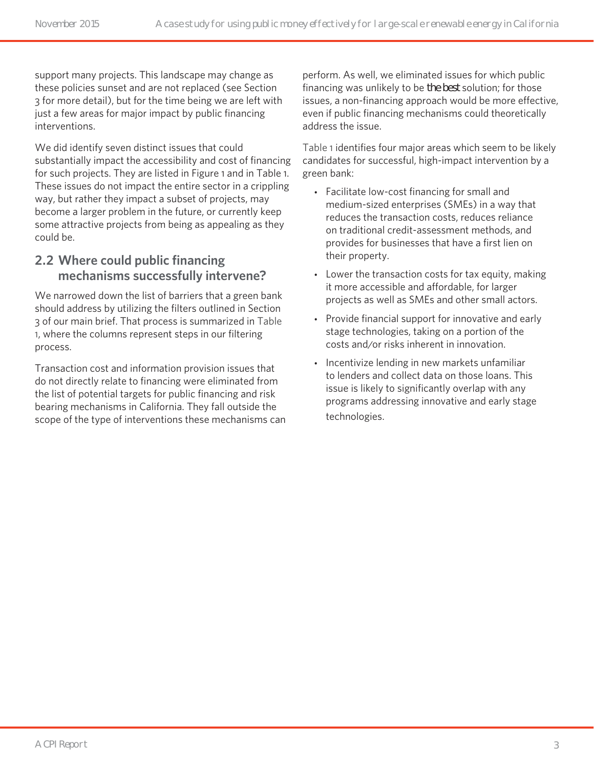support many projects. This landscape may change as these policies sunset and are not replaced (see Section 3 for more detail), but for the time being we are left with just a few areas for major impact by public financing interventions.

We did identify seven distinct issues that could substantially impact the accessibility and cost of financing for such projects. They are listed in Figure 1 and in Table 1. These issues do not impact the entire sector in a crippling way, but rather they impact a subset of projects, may become a larger problem in the future, or currently keep some attractive projects from being as appealing as they could be.

## 2.2 Where could public financing mechanisms successfully intervene?

We narrowed down the list of barriers that a green bank should address by utilizing the filters outlined in Section 3 of our main brief. That process is summarized in Table 1, where the columns represent steps in our filtering process.

Transaction cost and information provision issues that do not directly relate to financing were eliminated from the list of potential targets for public financing and risk bearing mechanisms in California. They fall outside the scope of the type of interventions these mechanisms can perform. As well, we eliminated issues for which public financing was unlikely to be *the best* solution; for those issues, a non-financing approach would be more effective, even if public financing mechanisms could theoretically address the issue.

Table 1 identifies four major areas which seem to be likely candidates for successful, high-impact intervention by a green bank:

- Facilitate low-cost financing for small and medium-sized enterprises (SMEs) in a way that reduces the transaction costs, reduces reliance on traditional credit-assessment methods, and provides for businesses that have a first lien on their property.
- Lower the transaction costs for tax equity, making it more accessible and affordable, for larger projects as well as SMEs and other small actors.
- Provide financial support for innovative and early stage technologies, taking on a portion of the costs and/or risks inherent in innovation.
- Incentivize lending in new markets unfamiliar to lenders and collect data on those loans. This issue is likely to significantly overlap with any programs addressing innovative and early stage technologies.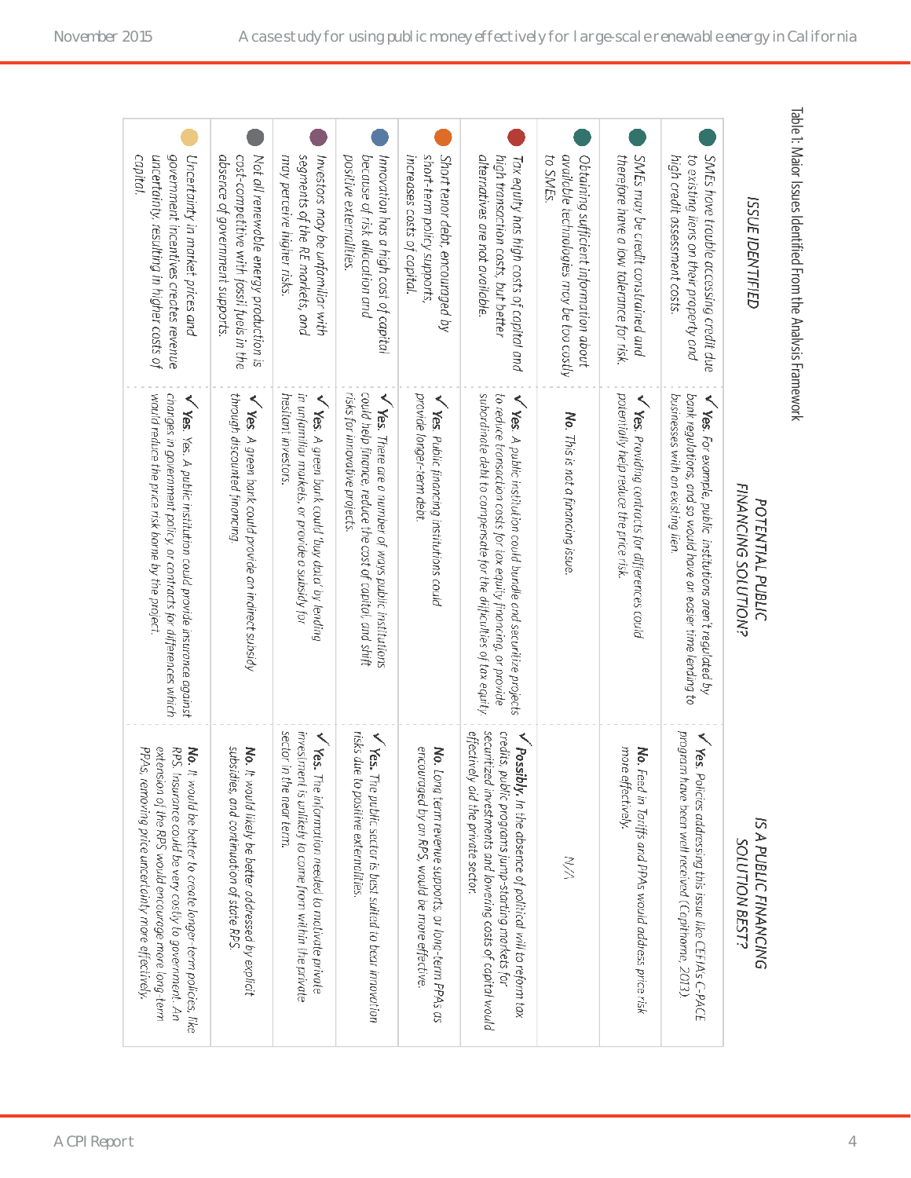Table 1: Major Issues Identified From the Analysis Framework

| ISSUE IDENTIFIED | POTENTIAL PUBLIC FINANCING SOLUTION? | IS A PUBLIC FINANCING SOLUTION BEST? |
|---|---|---|
| SMEs have trouble accessing credit due to existing liens on their property and high credit assessment costs. | ✓ **Yes.** For example, public institutions aren't regulated by bank regulations, and so would have an easier time lending to businesses with an existing lien. | ✓ **Yes.** Policies addressing this issue like CEFIA's C-PACE program have been well received (Capithorne, 2013). |
| SMEs may be credit constrained and therefore have a low tolerance for risk. | ✓ **Yes.** Providing contracts for differences could potentially help reduce the price risk. | **No.** Feed in Tariffs and PPAs would address price risk more effectively. |
| Obtaining sufficient information about available technologies may be too costly to SMEs. | **No.** This is not a financing issue. | N/A |
| Tax equity has high costs of capital and high transaction costs, but better alternatives are not available. | ✓ **Yes.** A public institution could bundle and securitize projects to reduce transaction costs for tax equity financing, or provide subordinate debt to compensate for the difficulties of tax equity. | ✓ **Possibly.** In the absence of political will to reform tax credits, public programs jump-starting markets for securitized investments and lowering costs of capital would effectively aid the private sector. |
| Short tenor debt, encouraged by short-term policy supports, increases costs of capital. | ✓ **Yes.** Public financing institutions could provide longer-term debt. | **No.** Long term revenue supports, or long-term PPAs as encouraged by an RPS, would be more effective. |
| Innovation has a high cost of capital because of risk allocation and positive externalities. | ✓ **Yes.** There are a number of ways public institutions could help finance, reduce the cost of capital, and shift risks for innovative projects. | ✓ **Yes.** The public sector is best suited to bear innovation risks due to positive externalities. |
| Investors may be unfamiliar with segments of the RE markets, and may perceive higher risks. | ✓ **Yes.** A green bank could 'buy data' by lending in unfamiliar markets, or provide a subsidy for hesitant investors. | ✓ **Yes.** The information needed to motivate private investment is unlikely to come from within the private sector in the near term. |
| Not all renewable energy production is cost-competitive with fossil fuels in the absence of government supports. | ✓ **Yes.** A green bank could provide an indirect subsidy through discounted financing. | **No.** It would likely be better addressed by explicit subsidies, and continuation of state RPS. |
| Uncertainty in market prices and government incentives creates revenue uncertainty, resulting in higher costs of capital. | ✓ **Yes.** Yes. A public institution could provide insurance against changes in government policy, or contracts for differences which would reduce the price risk borne by the project. | **No.** It would be better to create longer-term policies, like RPS. Insurance could be very costly to government. An extension of the RPS would encourage more long-term PPAs, removing price uncertainty more effectively. |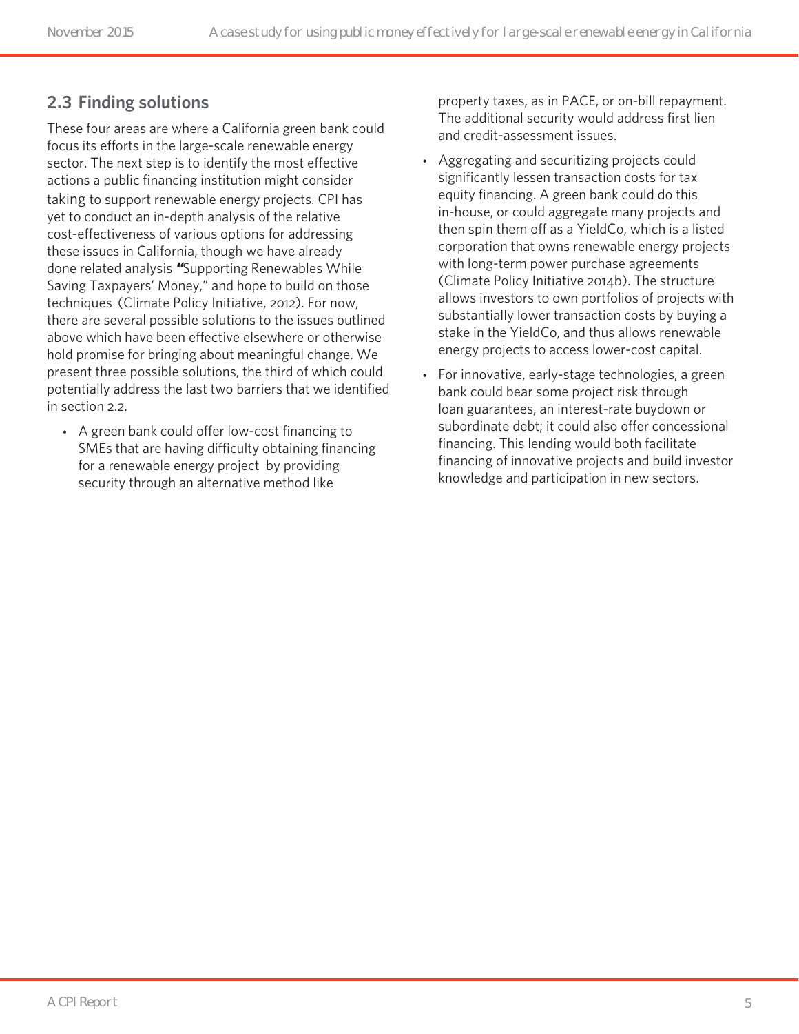## 2.3 Finding solutions

These four areas are where a California green bank could focus its efforts in the large-scale renewable energy sector. The next step is to identify the most effective actions a public financing institution might consider taking to support renewable energy projects. CPI has yet to conduct an in-depth analysis of the relative cost-effectiveness of various options for addressing these issues in California, though we have already done related analysis "Supporting Renewables While Saving Taxpayers' Money," and hope to build on those techniques (Climate Policy Initiative, 2012). For now, there are several possible solutions to the issues outlined above which have been effective elsewhere or otherwise hold promise for bringing about meaningful change. We present three possible solutions, the third of which could potentially address the last two barriers that we identified in section 2.2.

- A green bank could offer low-cost financing to SMEs that are having difficulty obtaining financing for a renewable energy project by providing security through an alternative method like property taxes, as in PACE, or on-bill repayment. The additional security would address first lien and credit-assessment issues.
- Aggregating and securitizing projects could significantly lessen transaction costs for tax equity financing. A green bank could do this in-house, or could aggregate many projects and then spin them off as a YieldCo, which is a listed corporation that owns renewable energy projects with long-term power purchase agreements (Climate Policy Initiative 2014b). The structure allows investors to own portfolios of projects with substantially lower transaction costs by buying a stake in the YieldCo, and thus allows renewable energy projects to access lower-cost capital.
- For innovative, early-stage technologies, a green bank could bear some project risk through loan guarantees, an interest-rate buydown or subordinate debt; it could also offer concessional financing. This lending would both facilitate financing of innovative projects and build investor knowledge and participation in new sectors.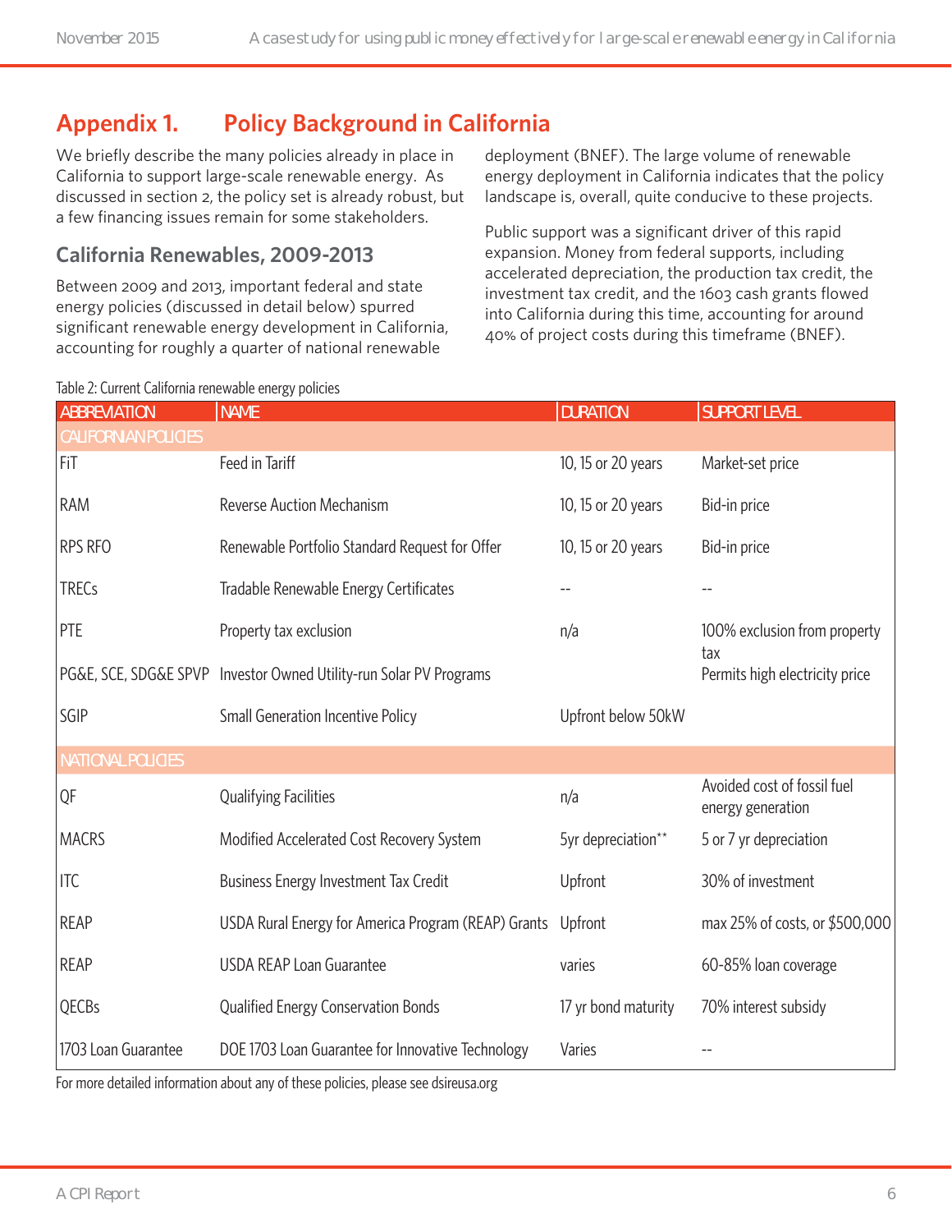## Appendix 1. Policy Background in California

We briefly describe the many policies already in place in California to support large-scale renewable energy. As discussed in section 2, the policy set is already robust, but a few financing issues remain for some stakeholders.

### California Renewables, 2009-2013

Between 2009 and 2013, important federal and state energy policies (discussed in detail below) spurred significant renewable energy development in California, accounting for roughly a quarter of national renewable deployment (BNEF). The large volume of renewable energy deployment in California indicates that the policy landscape is, overall, quite conducive to these projects.

Public support was a significant driver of this rapid expansion. Money from federal supports, including accelerated depreciation, the production tax credit, the investment tax credit, and the 1603 cash grants flowed into California during this time, accounting for around 40% of project costs during this timeframe (BNEF).

Table 2: Current California renewable energy policies

| ABBREVIATION | NAME | DURATION | SUPPORT LEVEL |
|---|---|---|---|
| CALIFORNIAN POLICIES | | | |
| FiT | Feed in Tariff | 10, 15 or 20 years | Market-set price |
| RAM | Reverse Auction Mechanism | 10, 15 or 20 years | Bid-in price |
| RPS RFO | Renewable Portfolio Standard Request for Offer | 10, 15 or 20 years | Bid-in price |
| TRECs | Tradable Renewable Energy Certificates | -- | -- |
| PTE | Property tax exclusion | n/a | 100% exclusion from property tax |
| PG&E, SCE, SDG&E SPVP | Investor Owned Utility-run Solar PV Programs | | Permits high electricity price |
| SGIP | Small Generation Incentive Policy | Upfront below 50kW | |
| NATIONAL POLICIES | | | |
| QF | Qualifying Facilities | n/a | Avoided cost of fossil fuel energy generation |
| MACRS | Modified Accelerated Cost Recovery System | 5yr depreciation** | 5 or 7 yr depreciation |
| ITC | Business Energy Investment Tax Credit | Upfront | 30% of investment |
| REAP | USDA Rural Energy for America Program (REAP) Grants | Upfront | max 25% of costs, or $500,000 |
| REAP | USDA REAP Loan Guarantee | varies | 60-85% loan coverage |
| QECBs | Qualified Energy Conservation Bonds | 17 yr bond maturity | 70% interest subsidy |
| 1703 Loan Guarantee | DOE 1703 Loan Guarantee for Innovative Technology | Varies | -- |

For more detailed information about any of these policies, please see dsireusa.org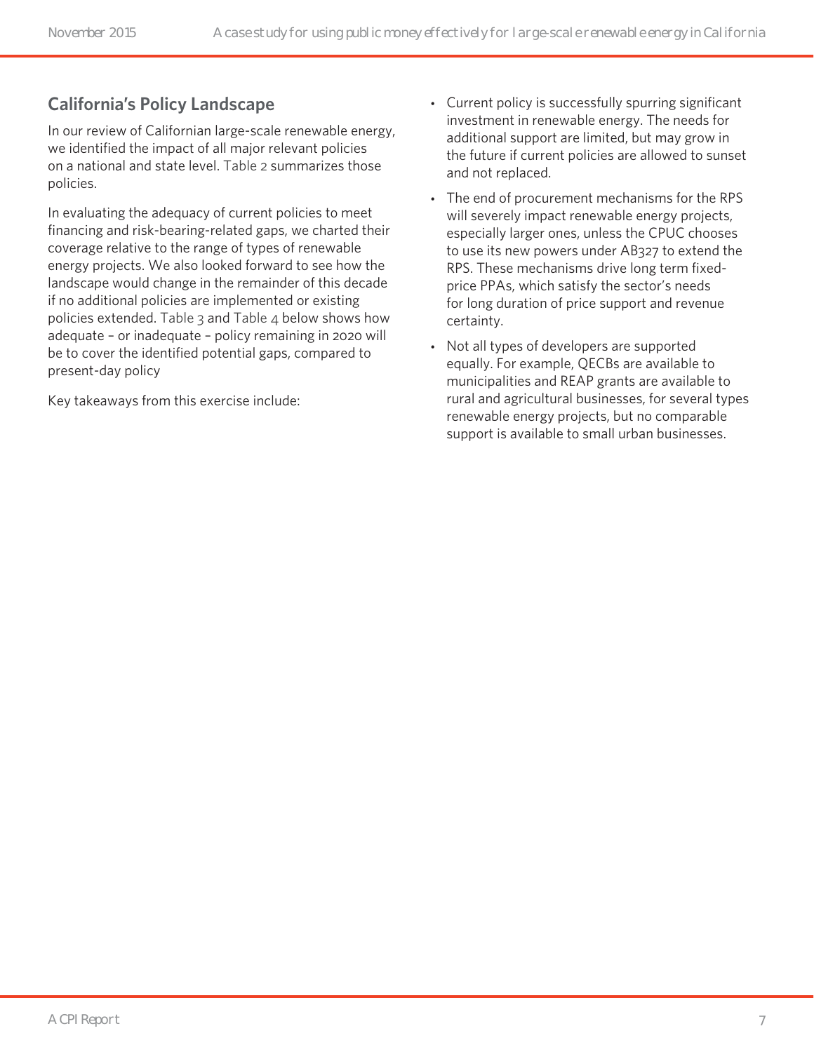## California's Policy Landscape

In our review of Californian large-scale renewable energy, we identified the impact of all major relevant policies on a national and state level. Table 2 summarizes those policies.

In evaluating the adequacy of current policies to meet financing and risk-bearing-related gaps, we charted their coverage relative to the range of types of renewable energy projects. We also looked forward to see how the landscape would change in the remainder of this decade if no additional policies are implemented or existing policies extended. Table 3 and Table 4 below shows how adequate – or inadequate – policy remaining in 2020 will be to cover the identified potential gaps, compared to present-day policy

Key takeaways from this exercise include:

- Current policy is successfully spurring significant investment in renewable energy. The needs for additional support are limited, but may grow in the future if current policies are allowed to sunset and not replaced.
- The end of procurement mechanisms for the RPS will severely impact renewable energy projects, especially larger ones, unless the CPUC chooses to use its new powers under AB327 to extend the RPS. These mechanisms drive long term fixed-price PPAs, which satisfy the sector's needs for long duration of price support and revenue certainty.
- Not all types of developers are supported equally. For example, QECBs are available to municipalities and REAP grants are available to rural and agricultural businesses, for several types renewable energy projects, but no comparable support is available to small urban businesses.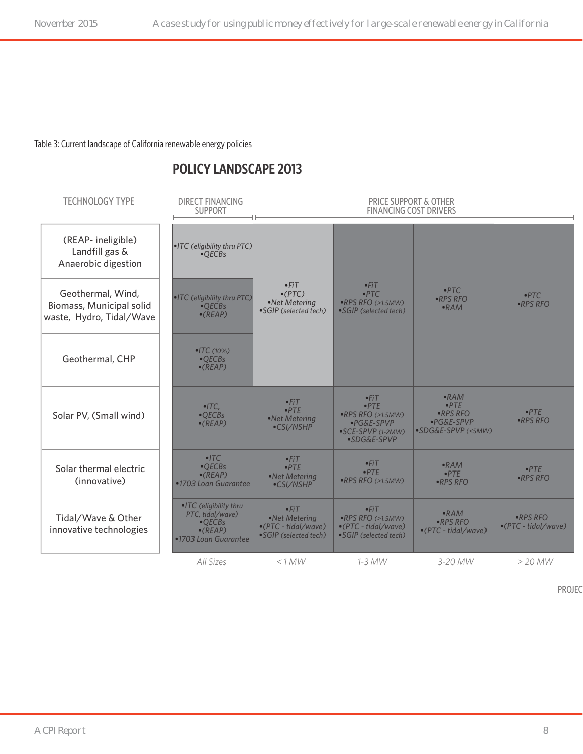Table 3: Current landscape of California renewable energy policies

## POLICY LANDSCAPE 2013

| TECHNOLOGY TYPE | DIRECT FINANCING SUPPORT | PRICE SUPPORT & OTHER FINANCING COST DRIVERS | | | |
|---|---|---|---|---|---|
| | All Sizes | < 1 MW | 1-3 MW | 3-20 MW | > 20 MW |
| (REAP- ineligible) Landfill gas & Anaerobic digestion | •ITC (eligibility thru PTC) •QECBs | •FiT •(PTC) •Net Metering •SGIP (selected tech) | •FiT •PTC •RPS RFO (>1.5MW) •SGIP (selected tech) | •PTC •RPS RFO •RAM | •PTC •RPS RFO |
| Geothermal, Wind, Biomass, Municipal solid waste, Hydro, Tidal/Wave | •ITC (eligibility thru PTC) •QECBs •(REAP) | •FiT •(PTC) •Net Metering •SGIP (selected tech) | •FiT •PTC •RPS RFO (>1.5MW) •SGIP (selected tech) | •PTC •RPS RFO •RAM | •PTC •RPS RFO |
| Geothermal, CHP | •ITC (10%) •QECBs •(REAP) | •FiT •(PTC) •Net Metering •SGIP (selected tech) | •FiT •PTC •RPS RFO (>1.5MW) •SGIP (selected tech) | •PTC •RPS RFO •RAM | •PTC •RPS RFO |
| Solar PV, (Small wind) | •ITC, •QECBs •(REAP) | •FiT •PTE •Net Metering •CSI/NSHP | •FiT •PTE •RPS RFO (>1.5MW) •PG&E-SPVP •SCE-SPVP (1-2MW) •SDG&E-SPVP | •RAM •PTE •RPS RFO •PG&E-SPVP •SDG&E-SPVP (<5MW) | •PTE •RPS RFO |
| Solar thermal electric (innovative) | •ITC •QECBs •(REAP) •1703 Loan Guarantee | •FiT •PTE •Net Metering •CSI/NSHP | •FiT •PTE •RPS RFO (>1.5MW) | •RAM •PTE •RPS RFO | •PTE •RPS RFO |
| Tidal/Wave & Other innovative technologies | •ITC (eligibility thru PTC, tidal/wave) •QECBs •(REAP) •1703 Loan Guarantee | •FiT •Net Metering •(PTC - tidal/wave) •SGIP (selected tech) | •FiT •RPS RFO (>1.5MW) •(PTC - tidal/wave) •SGIP (selected tech) | •RAM •RPS RFO •(PTC - tidal/wave) | •RPS RFO •(PTC - tidal/wave) |

PROJEC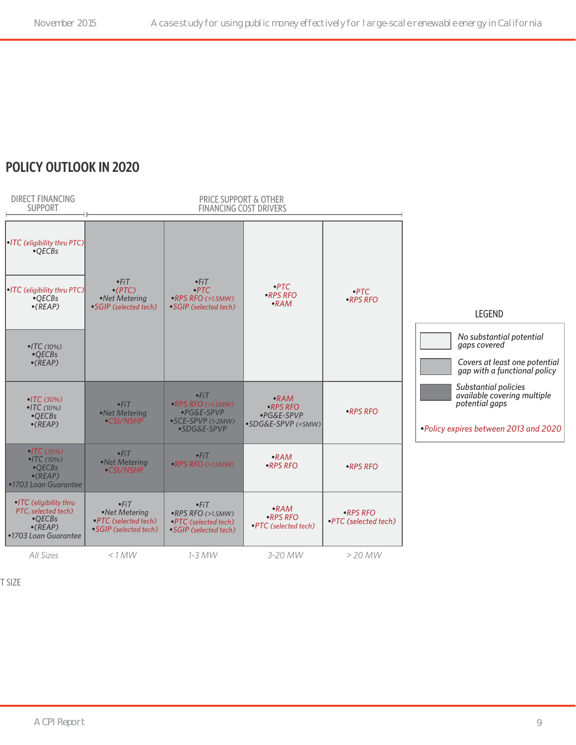## POLICY OUTLOOK IN 2020

| DIRECT FINANCING SUPPORT | PRICE SUPPORT & OTHER FINANCING COST DRIVERS | | | |
|---|---|---|---|---|
| All Sizes | < 1 MW | 1-3 MW | 3-20 MW | > 20 MW |
| •ITC (eligibility thru PTC) •QECBs | •FiT •(PTC) •Net Metering •SGIP (selected tech) | •FiT •PTC •RPS RFO (>1.5MW) •SGIP (selected tech) | •PTC •RPS RFO •RAM | •PTC •RPS RFO |
| •ITC (eligibility thru PTC) •QECBs •(REAP) | | | | |
| •ITC (10%) •QECBs •(REAP) | | | | |
| •ITC (30%) •ITC (10%) •QECBs •(REAP) | •FiT •Net Metering •CSI/NSHP | •FiT •RPS RFO (>1.5MW) •PG&E-SPVP •SCE-SPVP (1-2MW) •SDG&E-SPVP | •RAM •RPS RFO •PG&E-SPVP •SDG&E-SPVP (<5MW) | •RPS RFO |
| •ITC (30%) •ITC (10%) •QECBs •(REAP) •1703 Loan Guarantee | •FiT •Net Metering •CSI/NSHP | •FiT •RPS RFO (>1.5MW) | •RAM •RPS RFO | •RPS RFO |
| •ITC (eligibility thru PTC, selected tech) •QECBs •(REAP) •1703 Loan Guarantee | •FiT •Net Metering •PTC (selected tech) •SGIP (selected tech) | •FiT •RPS RFO (>1.5MW) •PTC (selected tech) •SGIP (selected tech) | •RAM •RPS RFO •PTC (selected tech) | •RPS RFO •PTC (selected tech) |

T SIZE

LEGEND

- No substantial potential gaps covered
- Covers at least one potential gap with a functional policy
- Substantial policies available covering multiple potential gaps
- •Policy expires between 2013 and 2020